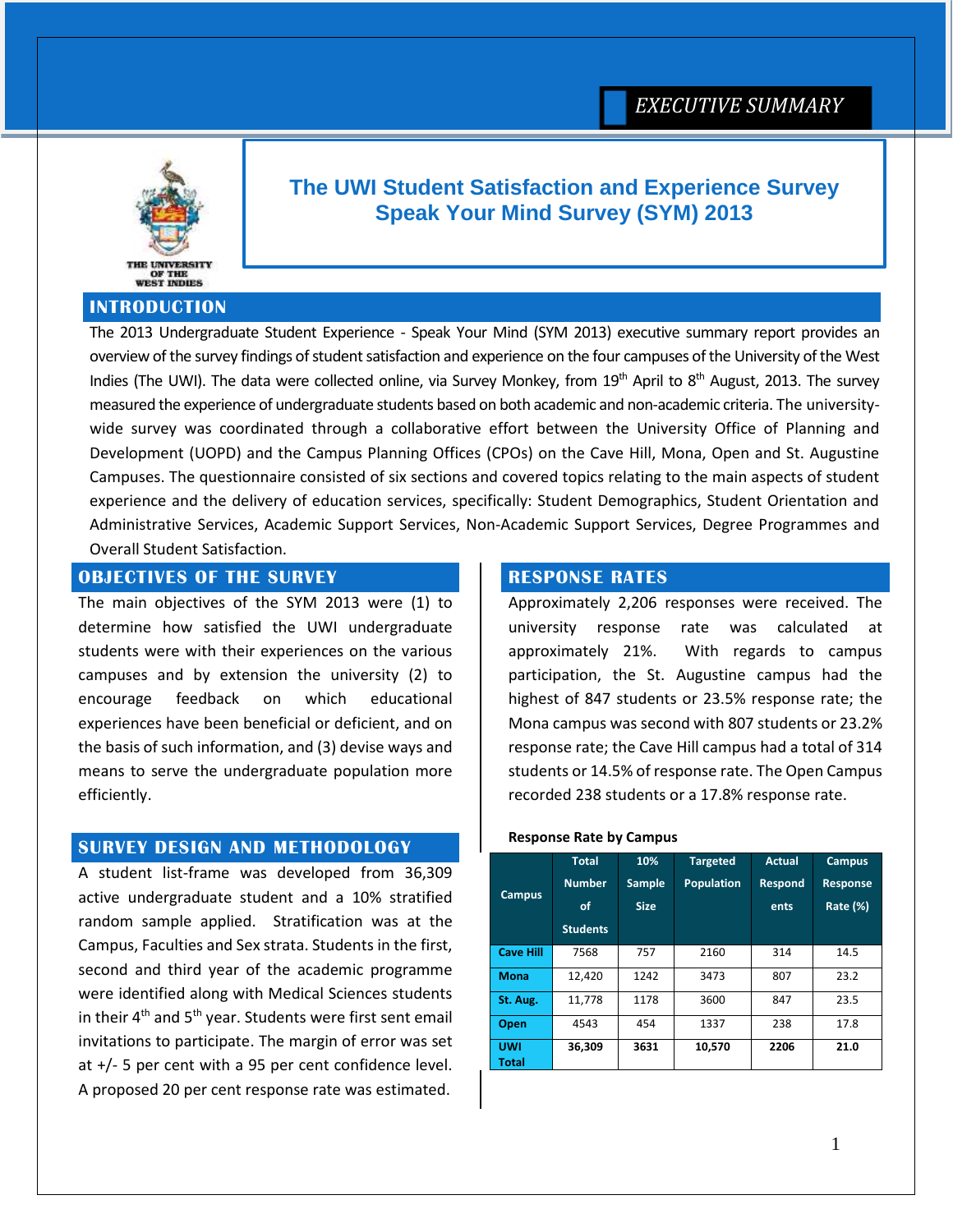EXECUTIVE SUMMARY

THE UNIVERSITY OF THE WEST INDIES

# The UWI Student Satisfaction and Experience Survey Speak Your Mind Survey (SYM) 2013

## INTRODUCTION

The 2013 Undergraduate Student Experience - Speak Your Mind (SYM 2013) executive summary report provides an overview of the survey findings of student satisfaction and experience on the four campuses of the University of the West Indies (The UWI). The data were collected online, via Survey Monkey, from 19th April to 8th August, 2013. The survey measured the experience of undergraduate students based on both academic and non-academic criteria. The university-wide survey was coordinated through a collaborative effort between the University Office of Planning and Development (UOPD) and the Campus Planning Offices (CPOs) on the Cave Hill, Mona, Open and St. Augustine Campuses. The questionnaire consisted of six sections and covered topics relating to the main aspects of student experience and the delivery of education services, specifically: Student Demographics, Student Orientation and Administrative Services, Academic Support Services, Non-Academic Support Services, Degree Programmes and Overall Student Satisfaction.

## OBJECTIVES OF THE SURVEY

The main objectives of the SYM 2013 were (1) to determine how satisfied the UWI undergraduate students were with their experiences on the various campuses and by extension the university (2) to encourage feedback on which educational experiences have been beneficial or deficient, and on the basis of such information, and (3) devise ways and means to serve the undergraduate population more efficiently.

## SURVEY DESIGN AND METHODOLOGY

A student list-frame was developed from 36,309 active undergraduate student and a 10% stratified random sample applied. Stratification was at the Campus, Faculties and Sex strata. Students in the first, second and third year of the academic programme were identified along with Medical Sciences students in their 4th and 5th year. Students were first sent email invitations to participate. The margin of error was set at +/- 5 per cent with a 95 per cent confidence level. A proposed 20 per cent response rate was estimated.

## RESPONSE RATES

Approximately 2,206 responses were received. The university response rate was calculated at approximately 21%. With regards to campus participation, the St. Augustine campus had the highest of 847 students or 23.5% response rate; the Mona campus was second with 807 students or 23.2% response rate; the Cave Hill campus had a total of 314 students or 14.5% of response rate. The Open Campus recorded 238 students or a 17.8% response rate.

**Response Rate by Campus**

| Campus | Total Number of Students | 10% Sample Size | Targeted Population | Actual Respondents | Campus Response Rate (%) |
|---|---|---|---|---|---|
| **Cave Hill** | 7568 | 757 | 2160 | 314 | 14.5 |
| **Mona** | 12,420 | 1242 | 3473 | 807 | 23.2 |
| **St. Aug.** | 11,778 | 1178 | 3600 | 847 | 23.5 |
| **Open** | 4543 | 454 | 1337 | 238 | 17.8 |
| **UWI Total** | **36,309** | **3631** | **10,570** | **2206** | **21.0** |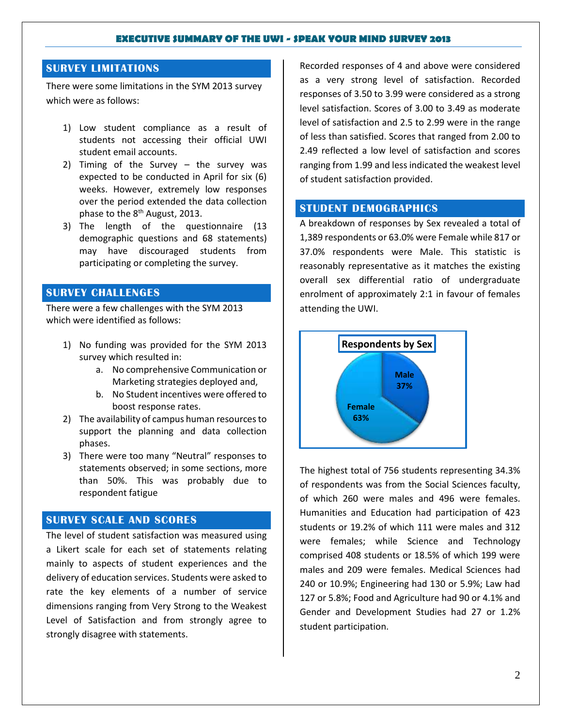## SURVEY LIMITATIONS

There were some limitations in the SYM 2013 survey which were as follows:

1) Low student compliance as a result of students not accessing their official UWI student email accounts.
2) Timing of the Survey – the survey was expected to be conducted in April for six (6) weeks. However, extremely low responses over the period extended the data collection phase to the 8th August, 2013.
3) The length of the questionnaire (13 demographic questions and 68 statements) may have discouraged students from participating or completing the survey.

## SURVEY CHALLENGES

There were a few challenges with the SYM 2013 which were identified as follows:

1) No funding was provided for the SYM 2013 survey which resulted in:
   a. No comprehensive Communication or Marketing strategies deployed and,
   b. No Student incentives were offered to boost response rates.
2) The availability of campus human resources to support the planning and data collection phases.
3) There were too many "Neutral" responses to statements observed; in some sections, more than 50%. This was probably due to respondent fatigue

## SURVEY SCALE AND SCORES

The level of student satisfaction was measured using a Likert scale for each set of statements relating mainly to aspects of student experiences and the delivery of education services. Students were asked to rate the key elements of a number of service dimensions ranging from Very Strong to the Weakest Level of Satisfaction and from strongly agree to strongly disagree with statements.

Recorded responses of 4 and above were considered as a very strong level of satisfaction. Recorded responses of 3.50 to 3.99 were considered as a strong level satisfaction. Scores of 3.00 to 3.49 as moderate level of satisfaction and 2.5 to 2.99 were in the range of less than satisfied. Scores that ranged from 2.00 to 2.49 reflected a low level of satisfaction and scores ranging from 1.99 and less indicated the weakest level of student satisfaction provided.

## STUDENT DEMOGRAPHICS

A breakdown of responses by Sex revealed a total of 1,389 respondents or 63.0% were Female while 817 or 37.0% respondents were Male. This statistic is reasonably representative as it matches the existing overall sex differential ratio of undergraduate enrolment of approximately 2:1 in favour of females attending the UWI.

**Respondents by Sex**

| Sex | Percentage |
|---|---|
| Male | 37% |
| Female | 63% |

The highest total of 756 students representing 34.3% of respondents was from the Social Sciences faculty, of which 260 were males and 496 were females. Humanities and Education had participation of 423 students or 19.2% of which 111 were males and 312 were females; while Science and Technology comprised 408 students or 18.5% of which 199 were males and 209 were females. Medical Sciences had 240 or 10.9%; Engineering had 130 or 5.9%; Law had 127 or 5.8%; Food and Agriculture had 90 or 4.1% and Gender and Development Studies had 27 or 1.2% student participation.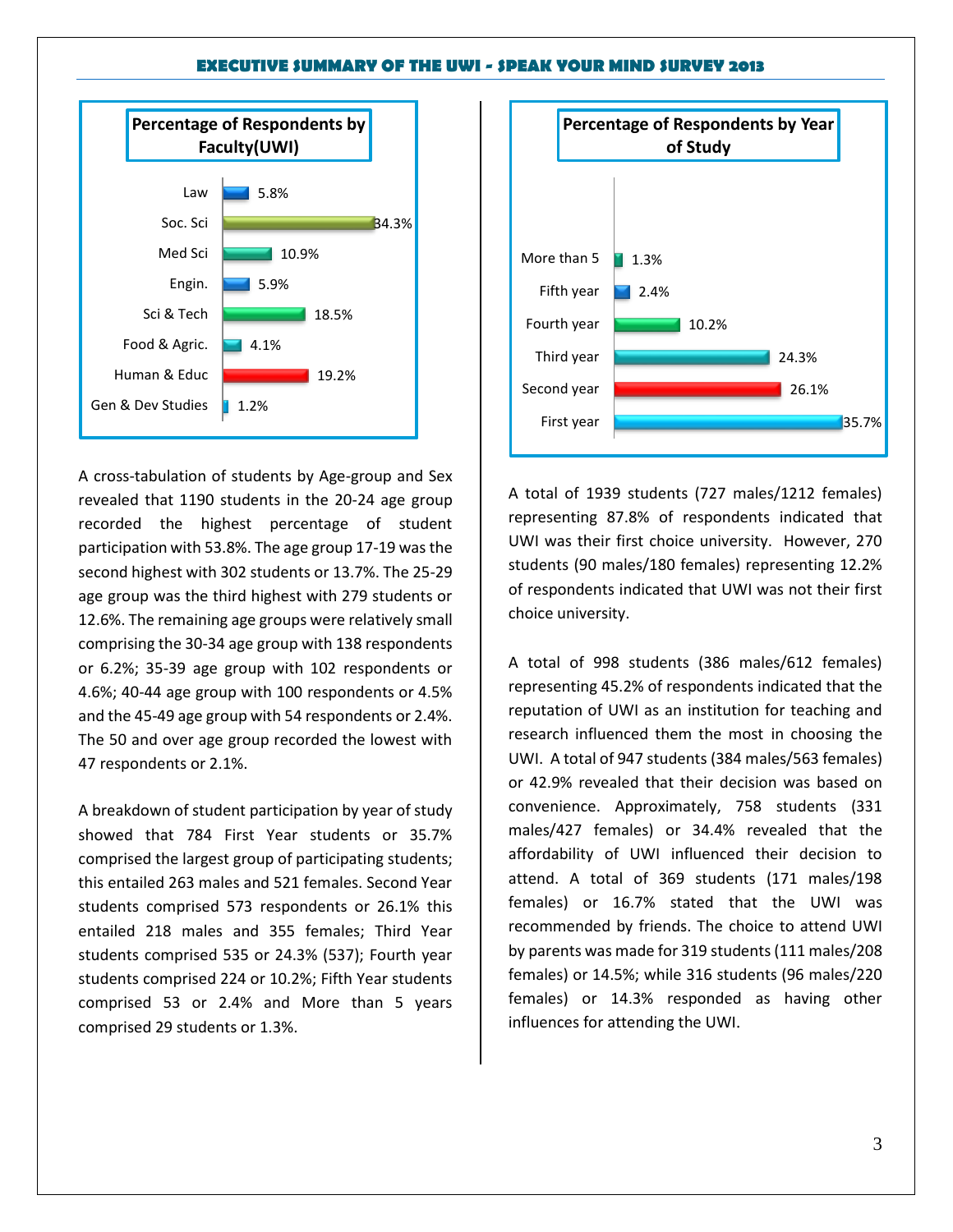**Percentage of Respondents by Faculty(UWI)**

| Faculty | Percentage |
|---|---|
| Law | 5.8% |
| Soc. Sci | 34.3% |
| Med Sci | 10.9% |
| Engin. | 5.9% |
| Sci & Tech | 18.5% |
| Food & Agric. | 4.1% |
| Human & Educ | 19.2% |
| Gen & Dev Studies | 1.2% |

A cross-tabulation of students by Age-group and Sex revealed that 1190 students in the 20-24 age group recorded the highest percentage of student participation with 53.8%. The age group 17-19 was the second highest with 302 students or 13.7%. The 25-29 age group was the third highest with 279 students or 12.6%. The remaining age groups were relatively small comprising the 30-34 age group with 138 respondents or 6.2%; 35-39 age group with 102 respondents or 4.6%; 40-44 age group with 100 respondents or 4.5% and the 45-49 age group with 54 respondents or 2.4%. The 50 and over age group recorded the lowest with 47 respondents or 2.1%.

A breakdown of student participation by year of study showed that 784 First Year students or 35.7% comprised the largest group of participating students; this entailed 263 males and 521 females. Second Year students comprised 573 respondents or 26.1% this entailed 218 males and 355 females; Third Year students comprised 535 or 24.3% (537); Fourth year students comprised 224 or 10.2%; Fifth Year students comprised 53 or 2.4% and More than 5 years comprised 29 students or 1.3%.

**Percentage of Respondents by Year of Study**

| Year of Study | Percentage |
|---|---|
| More than 5 | 1.3% |
| Fifth year | 2.4% |
| Fourth year | 10.2% |
| Third year | 24.3% |
| Second year | 26.1% |
| First year | 35.7% |

A total of 1939 students (727 males/1212 females) representing 87.8% of respondents indicated that UWI was their first choice university. However, 270 students (90 males/180 females) representing 12.2% of respondents indicated that UWI was not their first choice university.

A total of 998 students (386 males/612 females) representing 45.2% of respondents indicated that the reputation of UWI as an institution for teaching and research influenced them the most in choosing the UWI. A total of 947 students (384 males/563 females) or 42.9% revealed that their decision was based on convenience. Approximately, 758 students (331 males/427 females) or 34.4% revealed that the affordability of UWI influenced their decision to attend. A total of 369 students (171 males/198 females) or 16.7% stated that the UWI was recommended by friends. The choice to attend UWI by parents was made for 319 students (111 males/208 females) or 14.5%; while 316 students (96 males/220 females) or 14.3% responded as having other influences for attending the UWI.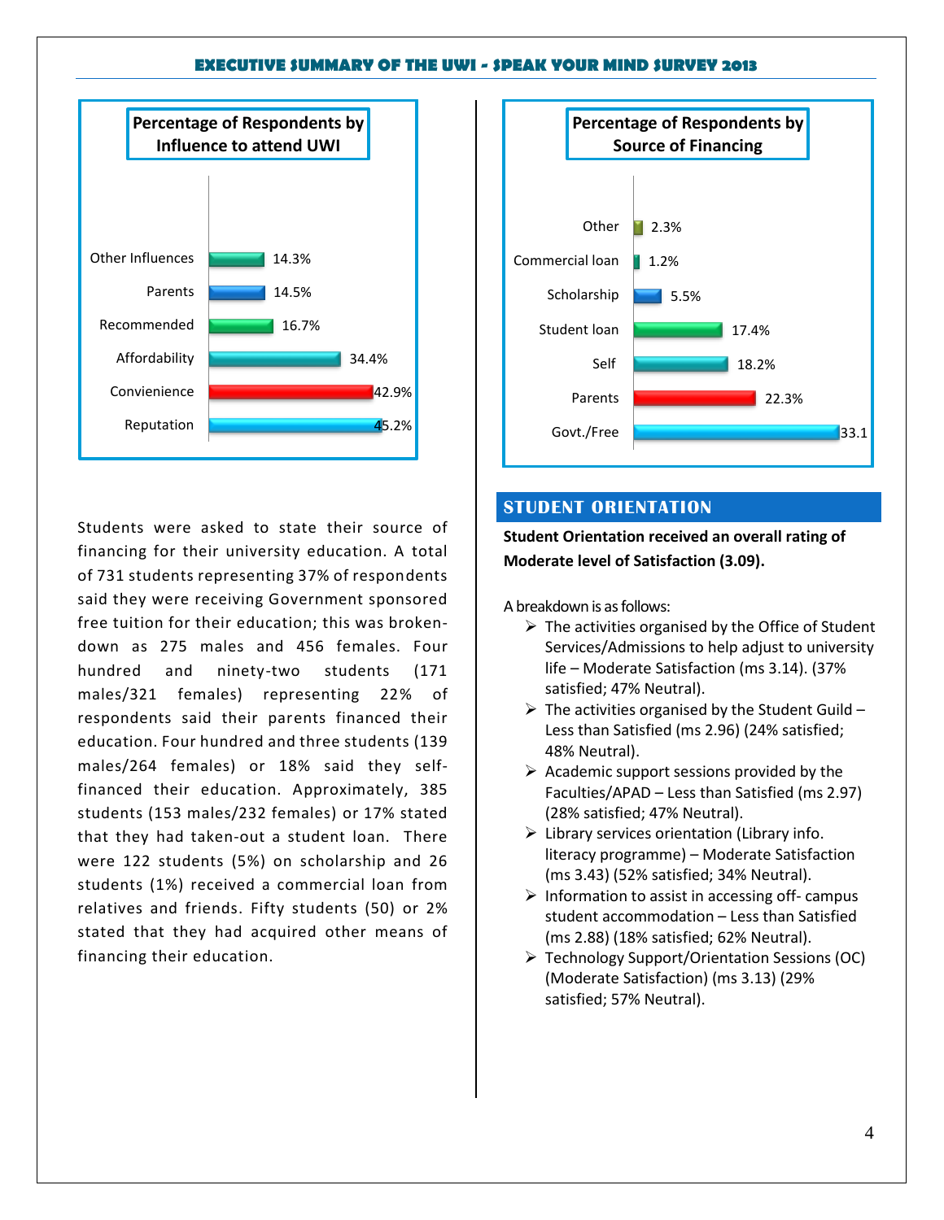**Percentage of Respondents by Influence to attend UWI**

| Influence | Percentage |
|---|---|
| Other Influences | 14.3% |
| Parents | 14.5% |
| Recommended | 16.7% |
| Affordability | 34.4% |
| Convienience | 42.9% |
| Reputation | 45.2% |

**Percentage of Respondents by Source of Financing**

| Source | Percentage |
|---|---|
| Other | 2.3% |
| Commercial loan | 1.2% |
| Scholarship | 5.5% |
| Student loan | 17.4% |
| Self | 18.2% |
| Parents | 22.3% |
| Govt./Free | 33.1 |

Students were asked to state their source of financing for their university education. A total of 731 students representing 37% of respondents said they were receiving Government sponsored free tuition for their education; this was broken-down as 275 males and 456 females. Four hundred and ninety-two students (171 males/321 females) representing 22% of respondents said their parents financed their education. Four hundred and three students (139 males/264 females) or 18% said they self-financed their education. Approximately, 385 students (153 males/232 females) or 17% stated that they had taken-out a student loan. There were 122 students (5%) on scholarship and 26 students (1%) received a commercial loan from relatives and friends. Fifty students (50) or 2% stated that they had acquired other means of financing their education.

## STUDENT ORIENTATION

**Student Orientation received an overall rating of Moderate level of Satisfaction (3.09).**

A breakdown is as follows:

- The activities organised by the Office of Student Services/Admissions to help adjust to university life – Moderate Satisfaction (ms 3.14). (37% satisfied; 47% Neutral).
- The activities organised by the Student Guild – Less than Satisfied (ms 2.96) (24% satisfied; 48% Neutral).
- Academic support sessions provided by the Faculties/APAD – Less than Satisfied (ms 2.97) (28% satisfied; 47% Neutral).
- Library services orientation (Library info. literacy programme) – Moderate Satisfaction (ms 3.43) (52% satisfied; 34% Neutral).
- Information to assist in accessing off- campus student accommodation – Less than Satisfied (ms 2.88) (18% satisfied; 62% Neutral).
- Technology Support/Orientation Sessions (OC) (Moderate Satisfaction) (ms 3.13) (29% satisfied; 57% Neutral).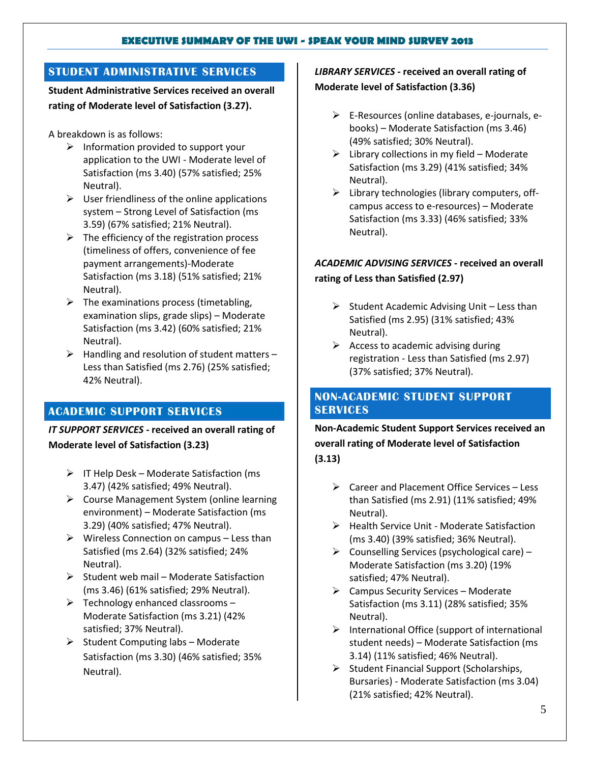## STUDENT ADMINISTRATIVE SERVICES

**Student Administrative Services received an overall rating of Moderate level of Satisfaction (3.27).**

A breakdown is as follows:

- Information provided to support your application to the UWI - Moderate level of Satisfaction (ms 3.40) (57% satisfied; 25% Neutral).
- User friendliness of the online applications system – Strong Level of Satisfaction (ms 3.59) (67% satisfied; 21% Neutral).
- The efficiency of the registration process (timeliness of offers, convenience of fee payment arrangements)-Moderate Satisfaction (ms 3.18) (51% satisfied; 21% Neutral).
- The examinations process (timetabling, examination slips, grade slips) – Moderate Satisfaction (ms 3.42) (60% satisfied; 21% Neutral).
- Handling and resolution of student matters – Less than Satisfied (ms 2.76) (25% satisfied; 42% Neutral).

## ACADEMIC SUPPORT SERVICES

***IT SUPPORT SERVICES* - received an overall rating of Moderate level of Satisfaction (3.23)**

- IT Help Desk – Moderate Satisfaction (ms 3.47) (42% satisfied; 49% Neutral).
- Course Management System (online learning environment) – Moderate Satisfaction (ms 3.29) (40% satisfied; 47% Neutral).
- Wireless Connection on campus – Less than Satisfied (ms 2.64) (32% satisfied; 24% Neutral).
- Student web mail – Moderate Satisfaction (ms 3.46) (61% satisfied; 29% Neutral).
- Technology enhanced classrooms – Moderate Satisfaction (ms 3.21) (42% satisfied; 37% Neutral).
- Student Computing labs – Moderate Satisfaction (ms 3.30) (46% satisfied; 35% Neutral).

***LIBRARY SERVICES* - received an overall rating of Moderate level of Satisfaction (3.36)**

- E-Resources (online databases, e-journals, e-books) – Moderate Satisfaction (ms 3.46) (49% satisfied; 30% Neutral).
- Library collections in my field – Moderate Satisfaction (ms 3.29) (41% satisfied; 34% Neutral).
- Library technologies (library computers, off-campus access to e-resources) – Moderate Satisfaction (ms 3.33) (46% satisfied; 33% Neutral).

***ACADEMIC ADVISING SERVICES* - received an overall rating of Less than Satisfied (2.97)**

- Student Academic Advising Unit – Less than Satisfied (ms 2.95) (31% satisfied; 43% Neutral).
- Access to academic advising during registration - Less than Satisfied (ms 2.97) (37% satisfied; 37% Neutral).

## NON-ACADEMIC STUDENT SUPPORT SERVICES

**Non-Academic Student Support Services received an overall rating of Moderate level of Satisfaction (3.13)**

- Career and Placement Office Services – Less than Satisfied (ms 2.91) (11% satisfied; 49% Neutral).
- Health Service Unit - Moderate Satisfaction (ms 3.40) (39% satisfied; 36% Neutral).
- Counselling Services (psychological care) – Moderate Satisfaction (ms 3.20) (19% satisfied; 47% Neutral).
- Campus Security Services – Moderate Satisfaction (ms 3.11) (28% satisfied; 35% Neutral).
- International Office (support of international student needs) – Moderate Satisfaction (ms 3.14) (11% satisfied; 46% Neutral).
- Student Financial Support (Scholarships, Bursaries) - Moderate Satisfaction (ms 3.04) (21% satisfied; 42% Neutral).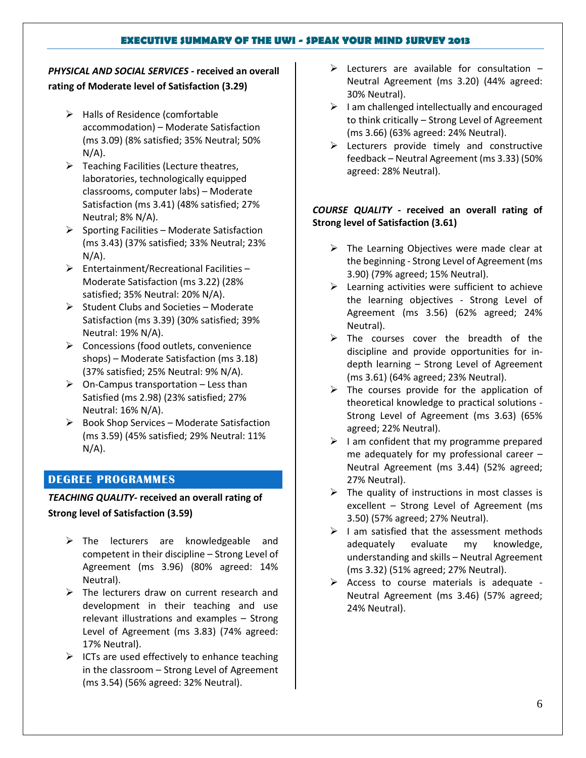**_PHYSICAL AND SOCIAL SERVICES_ - received an overall rating of Moderate level of Satisfaction (3.29)**

- Halls of Residence (comfortable accommodation) – Moderate Satisfaction (ms 3.09) (8% satisfied; 35% Neutral; 50% N/A).
- Teaching Facilities (Lecture theatres, laboratories, technologically equipped classrooms, computer labs) – Moderate Satisfaction (ms 3.41) (48% satisfied; 27% Neutral; 8% N/A).
- Sporting Facilities – Moderate Satisfaction (ms 3.43) (37% satisfied; 33% Neutral; 23% N/A).
- Entertainment/Recreational Facilities – Moderate Satisfaction (ms 3.22) (28% satisfied; 35% Neutral: 20% N/A).
- Student Clubs and Societies – Moderate Satisfaction (ms 3.39) (30% satisfied; 39% Neutral: 19% N/A).
- Concessions (food outlets, convenience shops) – Moderate Satisfaction (ms 3.18) (37% satisfied; 25% Neutral: 9% N/A).
- On-Campus transportation – Less than Satisfied (ms 2.98) (23% satisfied; 27% Neutral: 16% N/A).
- Book Shop Services – Moderate Satisfaction (ms 3.59) (45% satisfied; 29% Neutral: 11% N/A).

## DEGREE PROGRAMMES

**_TEACHING QUALITY_- received an overall rating of Strong level of Satisfaction (3.59)**

- The lecturers are knowledgeable and competent in their discipline – Strong Level of Agreement (ms 3.96) (80% agreed: 14% Neutral).
- The lecturers draw on current research and development in their teaching and use relevant illustrations and examples – Strong Level of Agreement (ms 3.83) (74% agreed: 17% Neutral).
- ICTs are used effectively to enhance teaching in the classroom – Strong Level of Agreement (ms 3.54) (56% agreed: 32% Neutral).
- Lecturers are available for consultation – Neutral Agreement (ms 3.20) (44% agreed: 30% Neutral).
- I am challenged intellectually and encouraged to think critically – Strong Level of Agreement (ms 3.66) (63% agreed: 24% Neutral).
- Lecturers provide timely and constructive feedback – Neutral Agreement (ms 3.33) (50% agreed: 28% Neutral).

**_COURSE QUALITY_ - received an overall rating of Strong level of Satisfaction (3.61)**

- The Learning Objectives were made clear at the beginning - Strong Level of Agreement (ms 3.90) (79% agreed; 15% Neutral).
- Learning activities were sufficient to achieve the learning objectives - Strong Level of Agreement (ms 3.56) (62% agreed; 24% Neutral).
- The courses cover the breadth of the discipline and provide opportunities for in-depth learning – Strong Level of Agreement (ms 3.61) (64% agreed; 23% Neutral).
- The courses provide for the application of theoretical knowledge to practical solutions - Strong Level of Agreement (ms 3.63) (65% agreed; 22% Neutral).
- I am confident that my programme prepared me adequately for my professional career – Neutral Agreement (ms 3.44) (52% agreed; 27% Neutral).
- The quality of instructions in most classes is excellent – Strong Level of Agreement (ms 3.50) (57% agreed; 27% Neutral).
- I am satisfied that the assessment methods adequately evaluate my knowledge, understanding and skills – Neutral Agreement (ms 3.32) (51% agreed; 27% Neutral).
- Access to course materials is adequate - Neutral Agreement (ms 3.46) (57% agreed; 24% Neutral).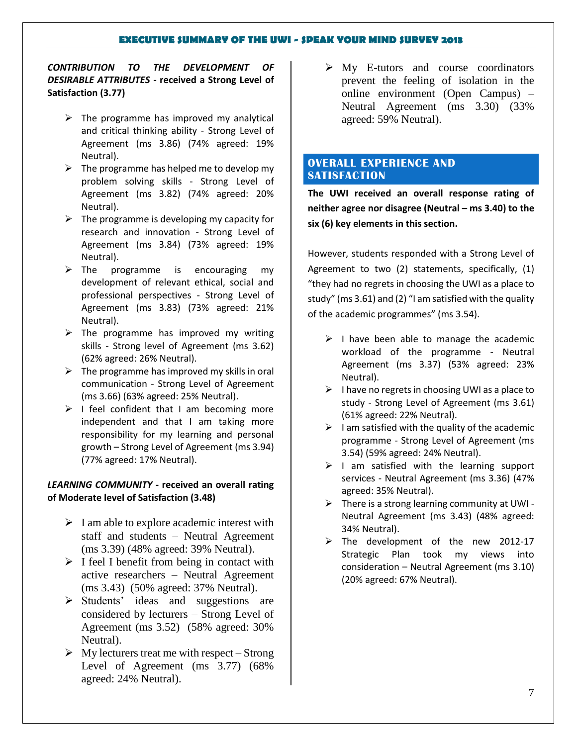***CONTRIBUTION TO THE DEVELOPMENT OF DESIRABLE ATTRIBUTES* - received a Strong Level of Satisfaction (3.77)**

- The programme has improved my analytical and critical thinking ability - Strong Level of Agreement (ms 3.86) (74% agreed: 19% Neutral).
- The programme has helped me to develop my problem solving skills - Strong Level of Agreement (ms 3.82) (74% agreed: 20% Neutral).
- The programme is developing my capacity for research and innovation - Strong Level of Agreement (ms 3.84) (73% agreed: 19% Neutral).
- The programme is encouraging my development of relevant ethical, social and professional perspectives - Strong Level of Agreement (ms 3.83) (73% agreed: 21% Neutral).
- The programme has improved my writing skills - Strong level of Agreement (ms 3.62) (62% agreed: 26% Neutral).
- The programme has improved my skills in oral communication - Strong Level of Agreement (ms 3.66) (63% agreed: 25% Neutral).
- I feel confident that I am becoming more independent and that I am taking more responsibility for my learning and personal growth – Strong Level of Agreement (ms 3.94) (77% agreed: 17% Neutral).

***LEARNING COMMUNITY* - received an overall rating of Moderate level of Satisfaction (3.48)**

- I am able to explore academic interest with staff and students – Neutral Agreement (ms 3.39) (48% agreed: 39% Neutral).
- I feel I benefit from being in contact with active researchers – Neutral Agreement (ms 3.43) (50% agreed: 37% Neutral).
- Students' ideas and suggestions are considered by lecturers – Strong Level of Agreement (ms 3.52) (58% agreed: 30% Neutral).
- My lecturers treat me with respect – Strong Level of Agreement (ms 3.77) (68% agreed: 24% Neutral).
- My E-tutors and course coordinators prevent the feeling of isolation in the online environment (Open Campus) – Neutral Agreement (ms 3.30) (33% agreed: 59% Neutral).

## OVERALL EXPERIENCE AND SATISFACTION

**The UWI received an overall response rating of neither agree nor disagree (Neutral – ms 3.40) to the six (6) key elements in this section.**

However, students responded with a Strong Level of Agreement to two (2) statements, specifically, (1) "they had no regrets in choosing the UWI as a place to study" (ms 3.61) and (2) "I am satisfied with the quality of the academic programmes" (ms 3.54).

- I have been able to manage the academic workload of the programme - Neutral Agreement (ms 3.37) (53% agreed: 23% Neutral).
- I have no regrets in choosing UWI as a place to study - Strong Level of Agreement (ms 3.61) (61% agreed: 22% Neutral).
- I am satisfied with the quality of the academic programme - Strong Level of Agreement (ms 3.54) (59% agreed: 24% Neutral).
- I am satisfied with the learning support services - Neutral Agreement (ms 3.36) (47% agreed: 35% Neutral).
- There is a strong learning community at UWI - Neutral Agreement (ms 3.43) (48% agreed: 34% Neutral).
- The development of the new 2012-17 Strategic Plan took my views into consideration – Neutral Agreement (ms 3.10) (20% agreed: 67% Neutral).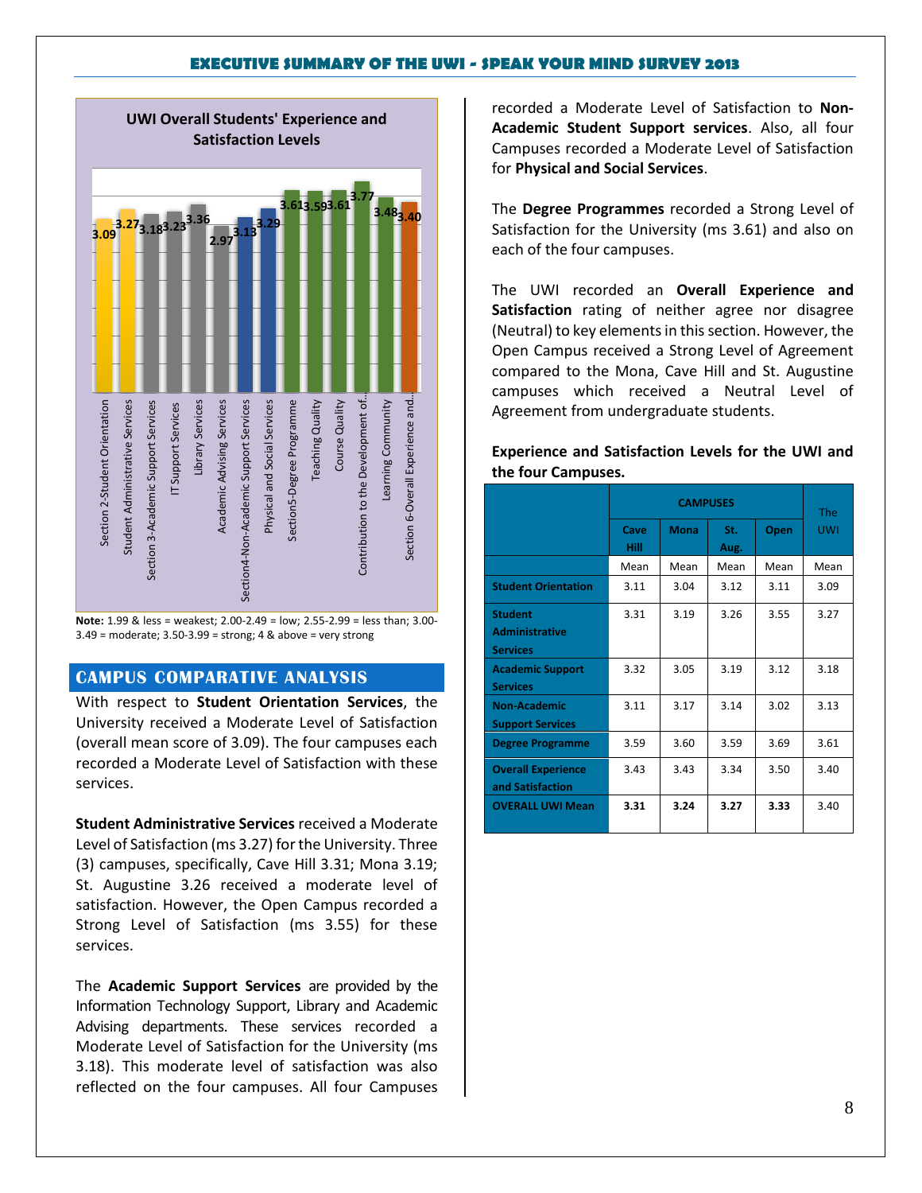## UWI Overall Students' Experience and Satisfaction Levels

| Category | Mean |
|---|---|
| Section 2-Student Orientation | 3.09 |
| Student Administrative Services | 3.27 |
| Section 3-Academic Support Services | 3.18 |
| IT Support Services | 3.23 |
| Library Services | 3.36 |
| Academic Advising Services | 2.97 |
| Section4-Non-Academic Support Services | 3.13 |
| Physical and Social Services | 3.29 |
| Section5-Degree Programme | 3.61 |
| Teaching Quality | 3.59 |
| Course Quality | 3.61 |
| Contribution to the Development of... | 3.77 |
| Learning Community | 3.48 |
| Section 6-Overall Experience and... | 3.40 |

**Note:** 1.99 & less = weakest; 2.00-2.49 = low; 2.55-2.99 = less than; 3.00-3.49 = moderate; 3.50-3.99 = strong; 4 & above = very strong

## CAMPUS COMPARATIVE ANALYSIS

With respect to **Student Orientation Services**, the University received a Moderate Level of Satisfaction (overall mean score of 3.09). The four campuses each recorded a Moderate Level of Satisfaction with these services.

**Student Administrative Services** received a Moderate Level of Satisfaction (ms 3.27) for the University. Three (3) campuses, specifically, Cave Hill 3.31; Mona 3.19; St. Augustine 3.26 received a moderate level of satisfaction. However, the Open Campus recorded a Strong Level of Satisfaction (ms 3.55) for these services.

The **Academic Support Services** are provided by the Information Technology Support, Library and Academic Advising departments. These services recorded a Moderate Level of Satisfaction for the University (ms 3.18). This moderate level of satisfaction was also reflected on the four campuses. All four Campuses recorded a Moderate Level of Satisfaction to **Non-Academic Student Support services**. Also, all four Campuses recorded a Moderate Level of Satisfaction for **Physical and Social Services**.

The **Degree Programmes** recorded a Strong Level of Satisfaction for the University (ms 3.61) and also on each of the four campuses.

The UWI recorded an **Overall Experience and Satisfaction** rating of neither agree nor disagree (Neutral) to key elements in this section. However, the Open Campus received a Strong Level of Agreement compared to the Mona, Cave Hill and St. Augustine campuses which received a Neutral Level of Agreement from undergraduate students.

**Experience and Satisfaction Levels for the UWI and the four Campuses.**

| | CAMPUSES | | | | The UWI |
|---|---|---|---|---|---|
| | Cave Hill | Mona | St. Aug. | Open | |
| | Mean | Mean | Mean | Mean | Mean |
| **Student Orientation** | 3.11 | 3.04 | 3.12 | 3.11 | 3.09 |
| **Student Administrative Services** | 3.31 | 3.19 | 3.26 | 3.55 | 3.27 |
| **Academic Support Services** | 3.32 | 3.05 | 3.19 | 3.12 | 3.18 |
| **Non-Academic Support Services** | 3.11 | 3.17 | 3.14 | 3.02 | 3.13 |
| **Degree Programme** | 3.59 | 3.60 | 3.59 | 3.69 | 3.61 |
| **Overall Experience and Satisfaction** | 3.43 | 3.43 | 3.34 | 3.50 | 3.40 |
| **OVERALL UWI Mean** | **3.31** | **3.24** | **3.27** | **3.33** | 3.40 |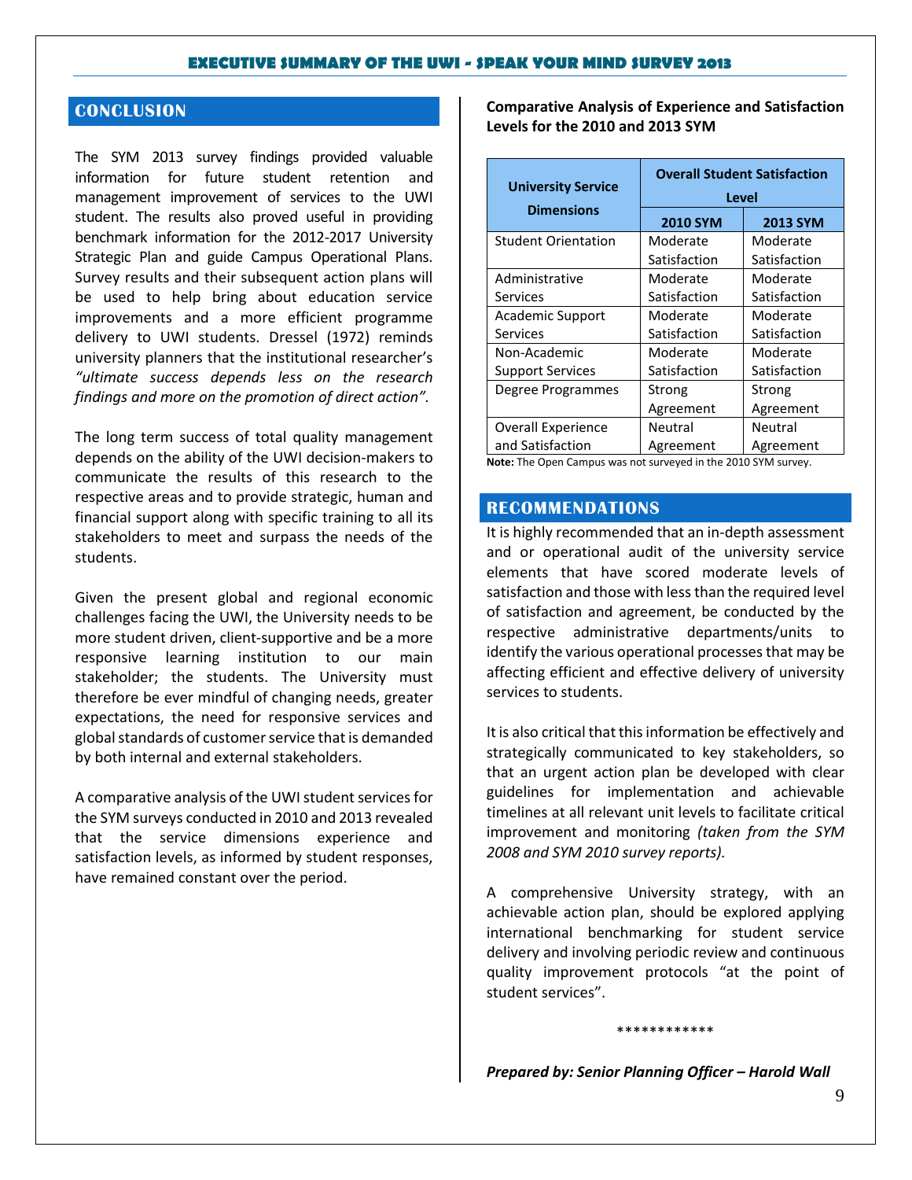## CONCLUSION

The SYM 2013 survey findings provided valuable information for future student retention and management improvement of services to the UWI student. The results also proved useful in providing benchmark information for the 2012-2017 University Strategic Plan and guide Campus Operational Plans. Survey results and their subsequent action plans will be used to help bring about education service improvements and a more efficient programme delivery to UWI students. Dressel (1972) reminds university planners that the institutional researcher's *"ultimate success depends less on the research findings and more on the promotion of direct action".*

The long term success of total quality management depends on the ability of the UWI decision-makers to communicate the results of this research to the respective areas and to provide strategic, human and financial support along with specific training to all its stakeholders to meet and surpass the needs of the students.

Given the present global and regional economic challenges facing the UWI, the University needs to be more student driven, client-supportive and be a more responsive learning institution to our main stakeholder; the students. The University must therefore be ever mindful of changing needs, greater expectations, the need for responsive services and global standards of customer service that is demanded by both internal and external stakeholders.

A comparative analysis of the UWI student services for the SYM surveys conducted in 2010 and 2013 revealed that the service dimensions experience and satisfaction levels, as informed by student responses, have remained constant over the period.

**Comparative Analysis of Experience and Satisfaction Levels for the 2010 and 2013 SYM**

| University Service Dimensions | Overall Student Satisfaction Level | |
|---|---|---|
| | 2010 SYM | 2013 SYM |
| Student Orientation | Moderate Satisfaction | Moderate Satisfaction |
| Administrative Services | Moderate Satisfaction | Moderate Satisfaction |
| Academic Support Services | Moderate Satisfaction | Moderate Satisfaction |
| Non-Academic Support Services | Moderate Satisfaction | Moderate Satisfaction |
| Degree Programmes | Strong Agreement | Strong Agreement |
| Overall Experience and Satisfaction | Neutral Agreement | Neutral Agreement |

**Note:** The Open Campus was not surveyed in the 2010 SYM survey.

## RECOMMENDATIONS

It is highly recommended that an in-depth assessment and or operational audit of the university service elements that have scored moderate levels of satisfaction and those with less than the required level of satisfaction and agreement, be conducted by the respective administrative departments/units to identify the various operational processes that may be affecting efficient and effective delivery of university services to students.

It is also critical that this information be effectively and strategically communicated to key stakeholders, so that an urgent action plan be developed with clear guidelines for implementation and achievable timelines at all relevant unit levels to facilitate critical improvement and monitoring *(taken from the SYM 2008 and SYM 2010 survey reports).*

A comprehensive University strategy, with an achievable action plan, should be explored applying international benchmarking for student service delivery and involving periodic review and continuous quality improvement protocols "at the point of student services".

************

***Prepared by: Senior Planning Officer – Harold Wall***